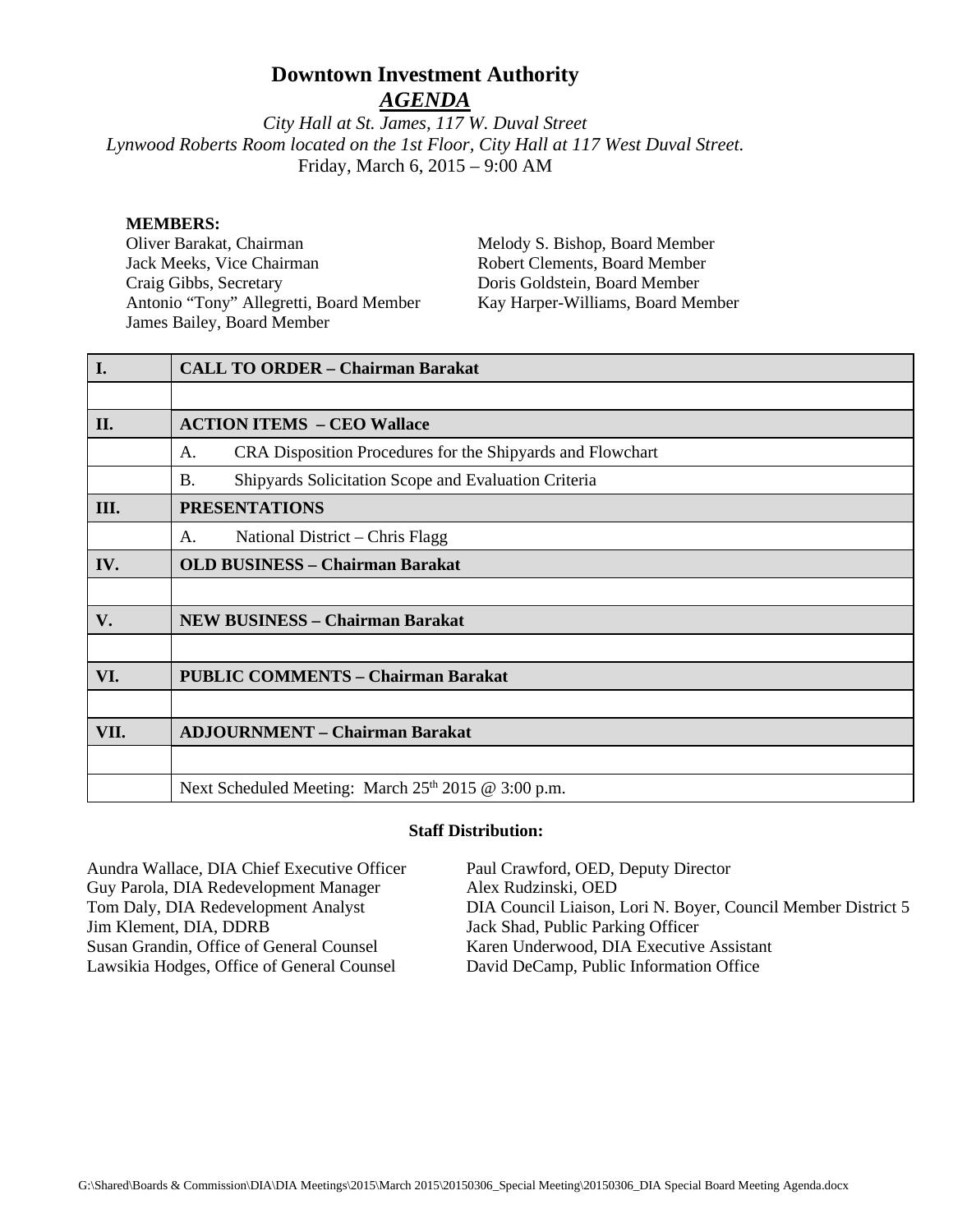# Downtown Investment Authority

## *AGENDA*

*City Hall at St. James, 117 W. Duval Street*
*Lynwood Roberts Room located on the 1st Floor, City Hall at 117 West Duval Street.*
Friday, March 6, 2015 – 9:00 AM

**MEMBERS:**

Oliver Barakat, Chairman
Jack Meeks, Vice Chairman
Craig Gibbs, Secretary
Antonio "Tony" Allegretti, Board Member
James Bailey, Board Member
Melody S. Bishop, Board Member
Robert Clements, Board Member
Doris Goldstein, Board Member
Kay Harper-Williams, Board Member

| | |
|---|---|
| **I.** | **CALL TO ORDER – Chairman Barakat** |
| | |
| **II.** | **ACTION ITEMS – CEO Wallace** |
| | A. CRA Disposition Procedures for the Shipyards and Flowchart |
| | B. Shipyards Solicitation Scope and Evaluation Criteria |
| **III.** | **PRESENTATIONS** |
| | A. National District – Chris Flagg |
| **IV.** | **OLD BUSINESS – Chairman Barakat** |
| | |
| **V.** | **NEW BUSINESS – Chairman Barakat** |
| | |
| **VI.** | **PUBLIC COMMENTS – Chairman Barakat** |
| | |
| **VII.** | **ADJOURNMENT – Chairman Barakat** |
| | |
| | Next Scheduled Meeting: March 25th 2015 @ 3:00 p.m. |

**Staff Distribution:**

Aundra Wallace, DIA Chief Executive Officer
Guy Parola, DIA Redevelopment Manager
Tom Daly, DIA Redevelopment Analyst
Jim Klement, DIA, DDRB
Susan Grandin, Office of General Counsel
Lawsikia Hodges, Office of General Counsel
Paul Crawford, OED, Deputy Director
Alex Rudzinski, OED
DIA Council Liaison, Lori N. Boyer, Council Member District 5
Jack Shad, Public Parking Officer
Karen Underwood, DIA Executive Assistant
David DeCamp, Public Information Office

G:\Shared\Boards & Commission\DIA\DIA Meetings\2015\March 2015\20150306_Special Meeting\20150306_DIA Special Board Meeting Agenda.docx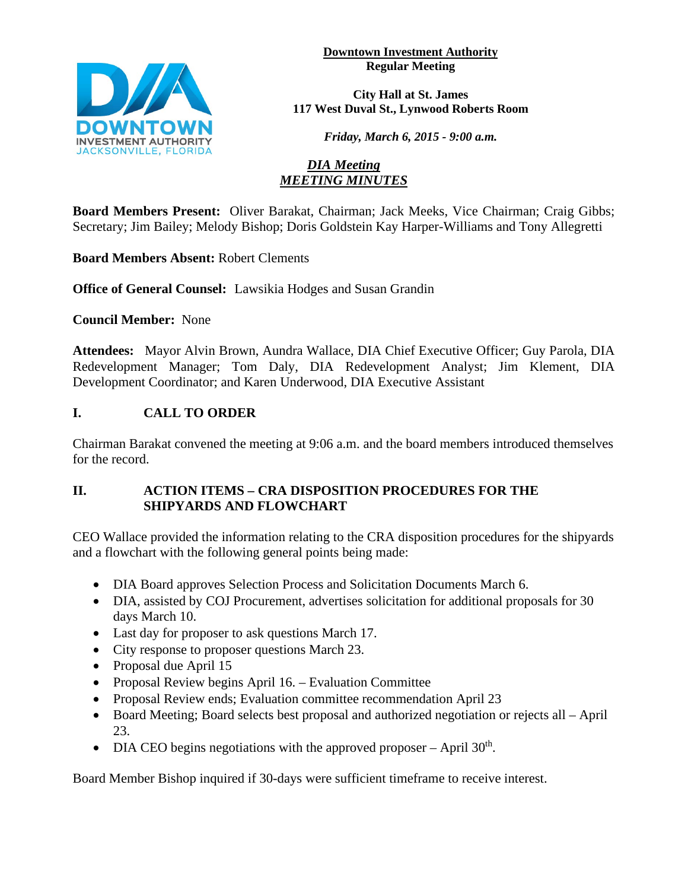**Downtown Investment Authority**
**Regular Meeting**

**City Hall at St. James**
**117 West Duval St., Lynwood Roberts Room**

***Friday, March 6, 2015 - 9:00 a.m.***

***DIA Meeting***
***MEETING MINUTES***

**Board Members Present:** Oliver Barakat, Chairman; Jack Meeks, Vice Chairman; Craig Gibbs; Secretary; Jim Bailey; Melody Bishop; Doris Goldstein Kay Harper-Williams and Tony Allegretti

**Board Members Absent:** Robert Clements

**Office of General Counsel:** Lawsikia Hodges and Susan Grandin

**Council Member:** None

**Attendees:** Mayor Alvin Brown, Aundra Wallace, DIA Chief Executive Officer; Guy Parola, DIA Redevelopment Manager; Tom Daly, DIA Redevelopment Analyst; Jim Klement, DIA Development Coordinator; and Karen Underwood, DIA Executive Assistant

## I. CALL TO ORDER

Chairman Barakat convened the meeting at 9:06 a.m. and the board members introduced themselves for the record.

## II. ACTION ITEMS – CRA DISPOSITION PROCEDURES FOR THE SHIPYARDS AND FLOWCHART

CEO Wallace provided the information relating to the CRA disposition procedures for the shipyards and a flowchart with the following general points being made:

- DIA Board approves Selection Process and Solicitation Documents March 6.
- DIA, assisted by COJ Procurement, advertises solicitation for additional proposals for 30 days March 10.
- Last day for proposer to ask questions March 17.
- City response to proposer questions March 23.
- Proposal due April 15
- Proposal Review begins April 16. – Evaluation Committee
- Proposal Review ends; Evaluation committee recommendation April 23
- Board Meeting; Board selects best proposal and authorized negotiation or rejects all – April 23.
- DIA CEO begins negotiations with the approved proposer – April 30th.

Board Member Bishop inquired if 30-days were sufficient timeframe to receive interest.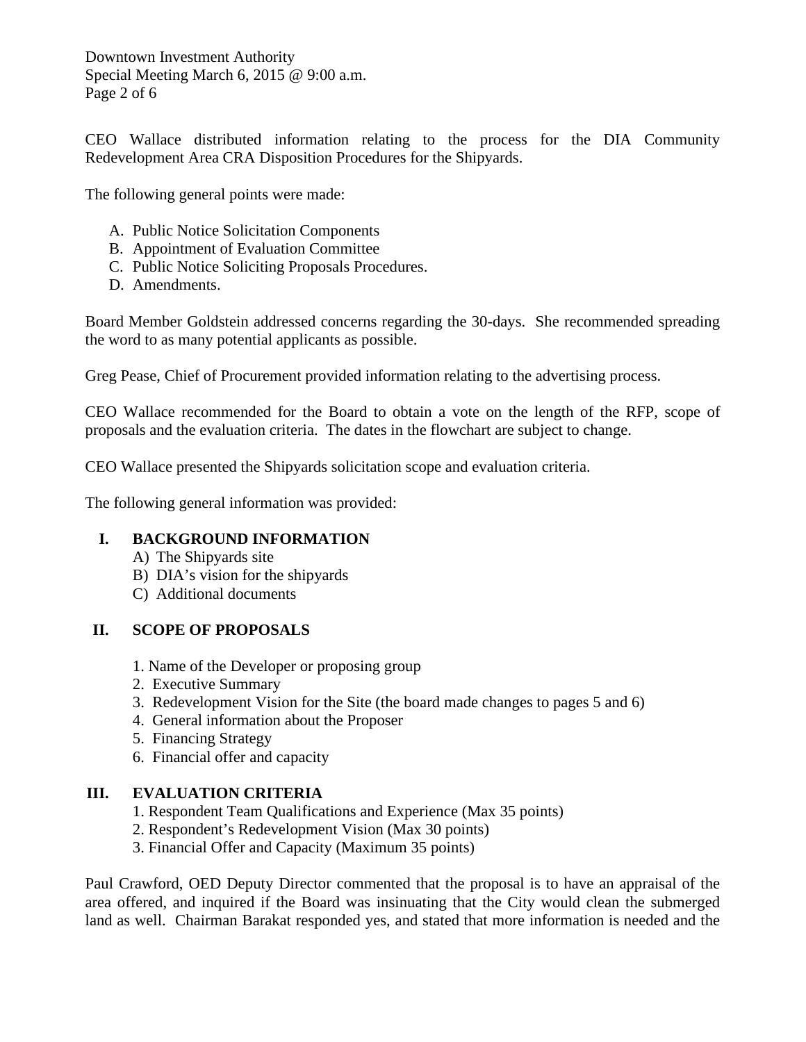CEO Wallace distributed information relating to the process for the DIA Community Redevelopment Area CRA Disposition Procedures for the Shipyards.

The following general points were made:

A. Public Notice Solicitation Components
B. Appointment of Evaluation Committee
C. Public Notice Soliciting Proposals Procedures.
D. Amendments.

Board Member Goldstein addressed concerns regarding the 30-days. She recommended spreading the word to as many potential applicants as possible.

Greg Pease, Chief of Procurement provided information relating to the advertising process.

CEO Wallace recommended for the Board to obtain a vote on the length of the RFP, scope of proposals and the evaluation criteria. The dates in the flowchart are subject to change.

CEO Wallace presented the Shipyards solicitation scope and evaluation criteria.

The following general information was provided:

**I. BACKGROUND INFORMATION**

A) The Shipyards site
B) DIA's vision for the shipyards
C) Additional documents

**II. SCOPE OF PROPOSALS**

1. Name of the Developer or proposing group
2. Executive Summary
3. Redevelopment Vision for the Site (the board made changes to pages 5 and 6)
4. General information about the Proposer
5. Financing Strategy
6. Financial offer and capacity

**III. EVALUATION CRITERIA**

1. Respondent Team Qualifications and Experience (Max 35 points)
2. Respondent's Redevelopment Vision (Max 30 points)
3. Financial Offer and Capacity (Maximum 35 points)

Paul Crawford, OED Deputy Director commented that the proposal is to have an appraisal of the area offered, and inquired if the Board was insinuating that the City would clean the submerged land as well. Chairman Barakat responded yes, and stated that more information is needed and the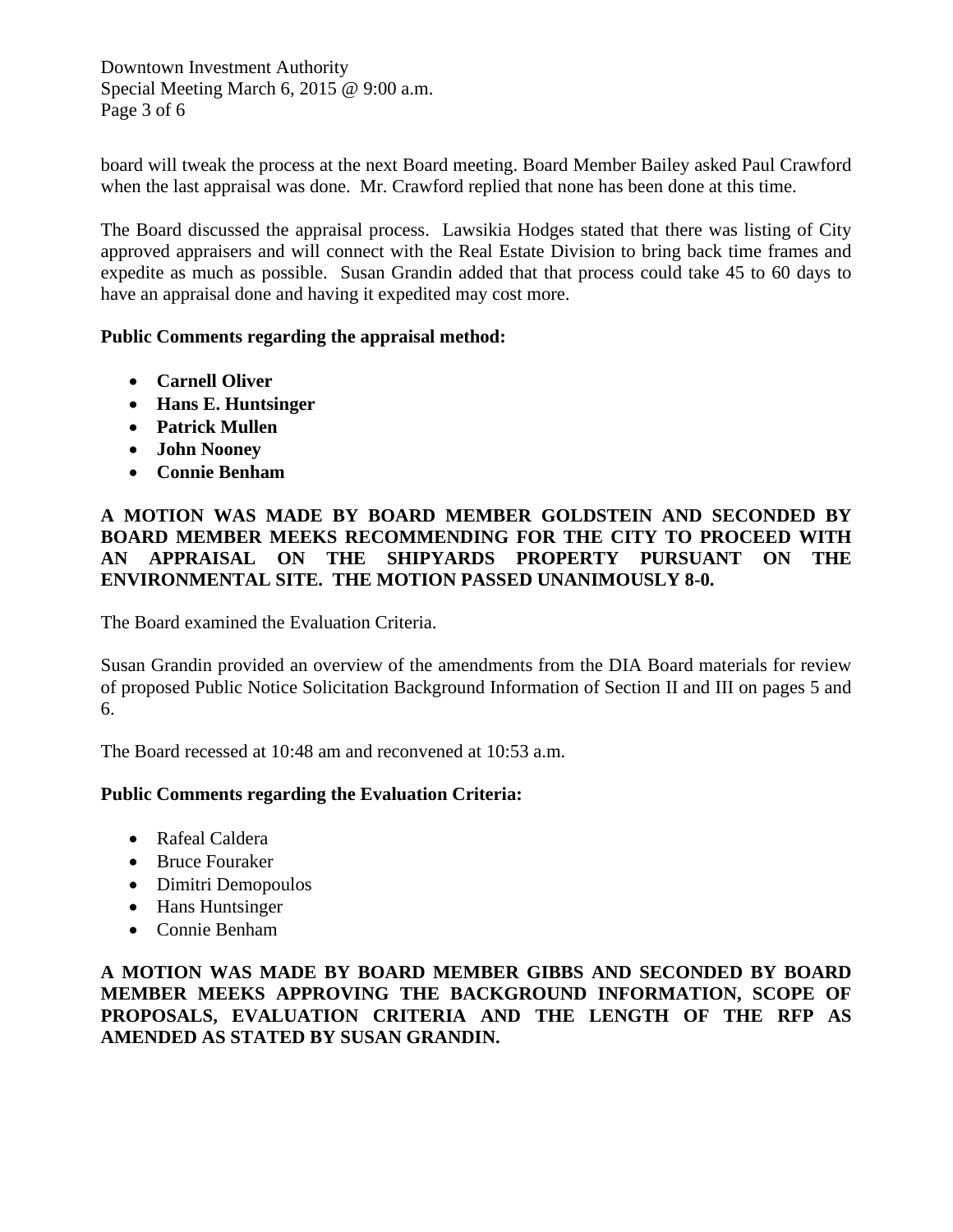board will tweak the process at the next Board meeting. Board Member Bailey asked Paul Crawford when the last appraisal was done. Mr. Crawford replied that none has been done at this time.

The Board discussed the appraisal process. Lawsikia Hodges stated that there was listing of City approved appraisers and will connect with the Real Estate Division to bring back time frames and expedite as much as possible. Susan Grandin added that that process could take 45 to 60 days to have an appraisal done and having it expedited may cost more.

**Public Comments regarding the appraisal method:**

- **Carnell Oliver**
- **Hans E. Huntsinger**
- **Patrick Mullen**
- **John Nooney**
- **Connie Benham**

**A MOTION WAS MADE BY BOARD MEMBER GOLDSTEIN AND SECONDED BY BOARD MEMBER MEEKS RECOMMENDING FOR THE CITY TO PROCEED WITH AN APPRAISAL ON THE SHIPYARDS PROPERTY PURSUANT ON THE ENVIRONMENTAL SITE. THE MOTION PASSED UNANIMOUSLY 8-0.**

The Board examined the Evaluation Criteria.

Susan Grandin provided an overview of the amendments from the DIA Board materials for review of proposed Public Notice Solicitation Background Information of Section II and III on pages 5 and 6.

The Board recessed at 10:48 am and reconvened at 10:53 a.m.

**Public Comments regarding the Evaluation Criteria:**

- Rafeal Caldera
- Bruce Fouraker
- Dimitri Demopoulos
- Hans Huntsinger
- Connie Benham

**A MOTION WAS MADE BY BOARD MEMBER GIBBS AND SECONDED BY BOARD MEMBER MEEKS APPROVING THE BACKGROUND INFORMATION, SCOPE OF PROPOSALS, EVALUATION CRITERIA AND THE LENGTH OF THE RFP AS AMENDED AS STATED BY SUSAN GRANDIN.**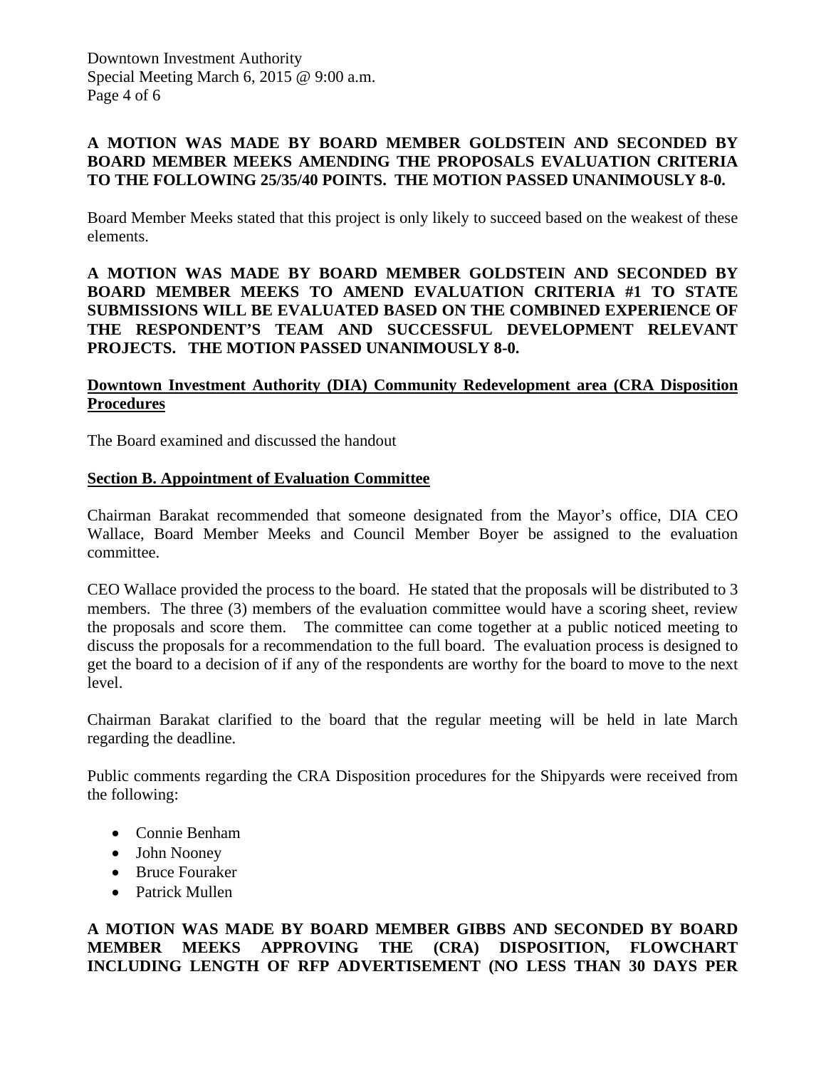**A MOTION WAS MADE BY BOARD MEMBER GOLDSTEIN AND SECONDED BY BOARD MEMBER MEEKS AMENDING THE PROPOSALS EVALUATION CRITERIA TO THE FOLLOWING 25/35/40 POINTS. THE MOTION PASSED UNANIMOUSLY 8-0.**

Board Member Meeks stated that this project is only likely to succeed based on the weakest of these elements.

**A MOTION WAS MADE BY BOARD MEMBER GOLDSTEIN AND SECONDED BY BOARD MEMBER MEEKS TO AMEND EVALUATION CRITERIA #1 TO STATE SUBMISSIONS WILL BE EVALUATED BASED ON THE COMBINED EXPERIENCE OF THE RESPONDENT'S TEAM AND SUCCESSFUL DEVELOPMENT RELEVANT PROJECTS. THE MOTION PASSED UNANIMOUSLY 8-0.**

**<u>Downtown Investment Authority (DIA) Community Redevelopment area (CRA Disposition Procedures</u>**

The Board examined and discussed the handout

**<u>Section B. Appointment of Evaluation Committee</u>**

Chairman Barakat recommended that someone designated from the Mayor's office, DIA CEO Wallace, Board Member Meeks and Council Member Boyer be assigned to the evaluation committee.

CEO Wallace provided the process to the board. He stated that the proposals will be distributed to 3 members. The three (3) members of the evaluation committee would have a scoring sheet, review the proposals and score them. The committee can come together at a public noticed meeting to discuss the proposals for a recommendation to the full board. The evaluation process is designed to get the board to a decision of if any of the respondents are worthy for the board to move to the next level.

Chairman Barakat clarified to the board that the regular meeting will be held in late March regarding the deadline.

Public comments regarding the CRA Disposition procedures for the Shipyards were received from the following:

- Connie Benham
- John Nooney
- Bruce Fouraker
- Patrick Mullen

**A MOTION WAS MADE BY BOARD MEMBER GIBBS AND SECONDED BY BOARD MEMBER MEEKS APPROVING THE (CRA) DISPOSITION, FLOWCHART INCLUDING LENGTH OF RFP ADVERTISEMENT (NO LESS THAN 30 DAYS PER**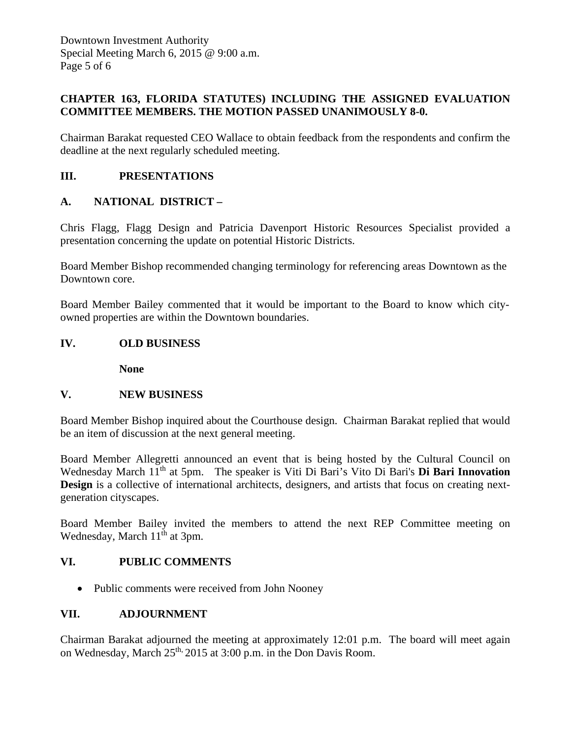**CHAPTER 163, FLORIDA STATUTES) INCLUDING THE ASSIGNED EVALUATION COMMITTEE MEMBERS. THE MOTION PASSED UNANIMOUSLY 8-0.**

Chairman Barakat requested CEO Wallace to obtain feedback from the respondents and confirm the deadline at the next regularly scheduled meeting.

## III. PRESENTATIONS

### A. NATIONAL DISTRICT –

Chris Flagg, Flagg Design and Patricia Davenport Historic Resources Specialist provided a presentation concerning the update on potential Historic Districts.

Board Member Bishop recommended changing terminology for referencing areas Downtown as the Downtown core.

Board Member Bailey commented that it would be important to the Board to know which city-owned properties are within the Downtown boundaries.

## IV. OLD BUSINESS

**None**

## V. NEW BUSINESS

Board Member Bishop inquired about the Courthouse design. Chairman Barakat replied that would be an item of discussion at the next general meeting.

Board Member Allegretti announced an event that is being hosted by the Cultural Council on Wednesday March 11th at 5pm. The speaker is Viti Di Bari's Vito Di Bari's **Di Bari Innovation Design** is a collective of international architects, designers, and artists that focus on creating next-generation cityscapes.

Board Member Bailey invited the members to attend the next REP Committee meeting on Wednesday, March 11th at 3pm.

## VI. PUBLIC COMMENTS

- Public comments were received from John Nooney

## VII. ADJOURNMENT

Chairman Barakat adjourned the meeting at approximately 12:01 p.m. The board will meet again on Wednesday, March 25th, 2015 at 3:00 p.m. in the Don Davis Room.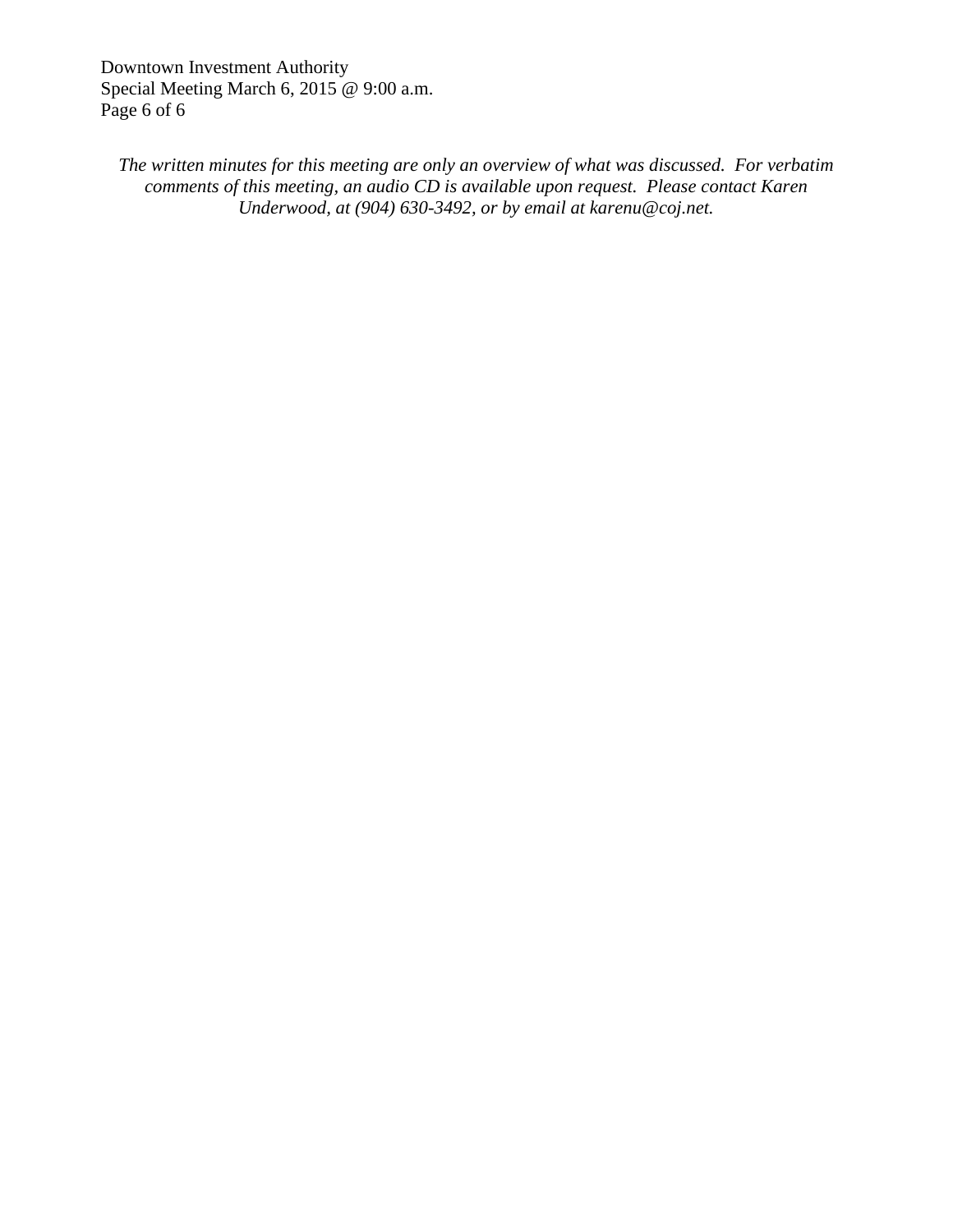*The written minutes for this meeting are only an overview of what was discussed. For verbatim comments of this meeting, an audio CD is available upon request. Please contact Karen Underwood, at (904) 630-3492, or by email at karenu@coj.net.*